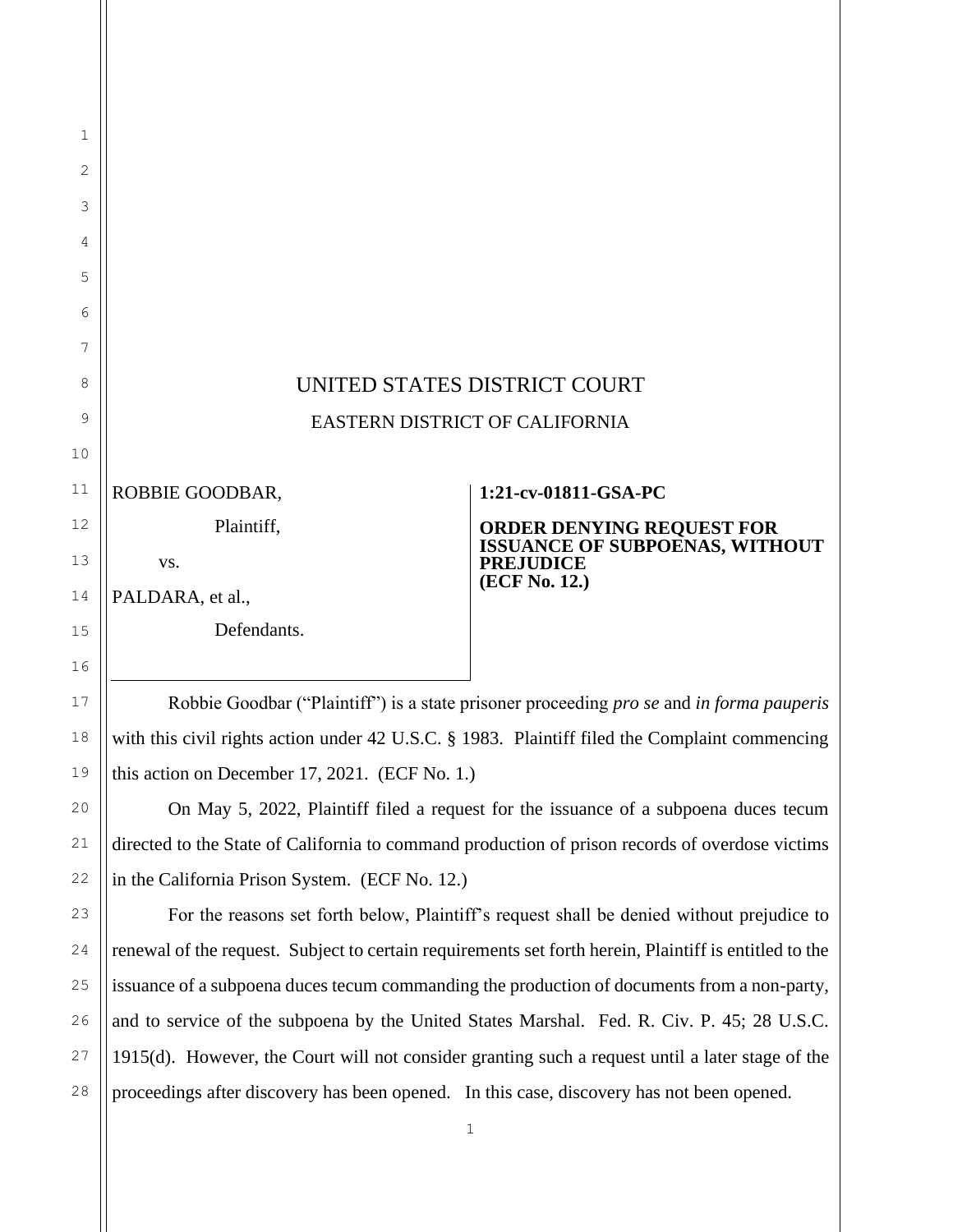UNITED STATES DISTRICT COURT

EASTERN DISTRICT OF CALIFORNIA

| | |
|---|---|
| ROBBIE GOODBAR,<br><br>Plaintiff,<br><br>vs.<br><br>PALDARA, et al.,<br><br>Defendants. | **1:21-cv-01811-GSA-PC**<br><br>**ORDER DENYING REQUEST FOR ISSUANCE OF SUBPOENAS, WITHOUT PREJUDICE**<br>**(ECF No. 12.)** |

Robbie Goodbar ("Plaintiff") is a state prisoner proceeding *pro se* and *in forma pauperis* with this civil rights action under 42 U.S.C. § 1983. Plaintiff filed the Complaint commencing this action on December 17, 2021. (ECF No. 1.)

On May 5, 2022, Plaintiff filed a request for the issuance of a subpoena duces tecum directed to the State of California to command production of prison records of overdose victims in the California Prison System. (ECF No. 12.)

For the reasons set forth below, Plaintiff's request shall be denied without prejudice to renewal of the request. Subject to certain requirements set forth herein, Plaintiff is entitled to the issuance of a subpoena duces tecum commanding the production of documents from a non-party, and to service of the subpoena by the United States Marshal. Fed. R. Civ. P. 45; 28 U.S.C. 1915(d). However, the Court will not consider granting such a request until a later stage of the proceedings after discovery has been opened. In this case, discovery has not been opened.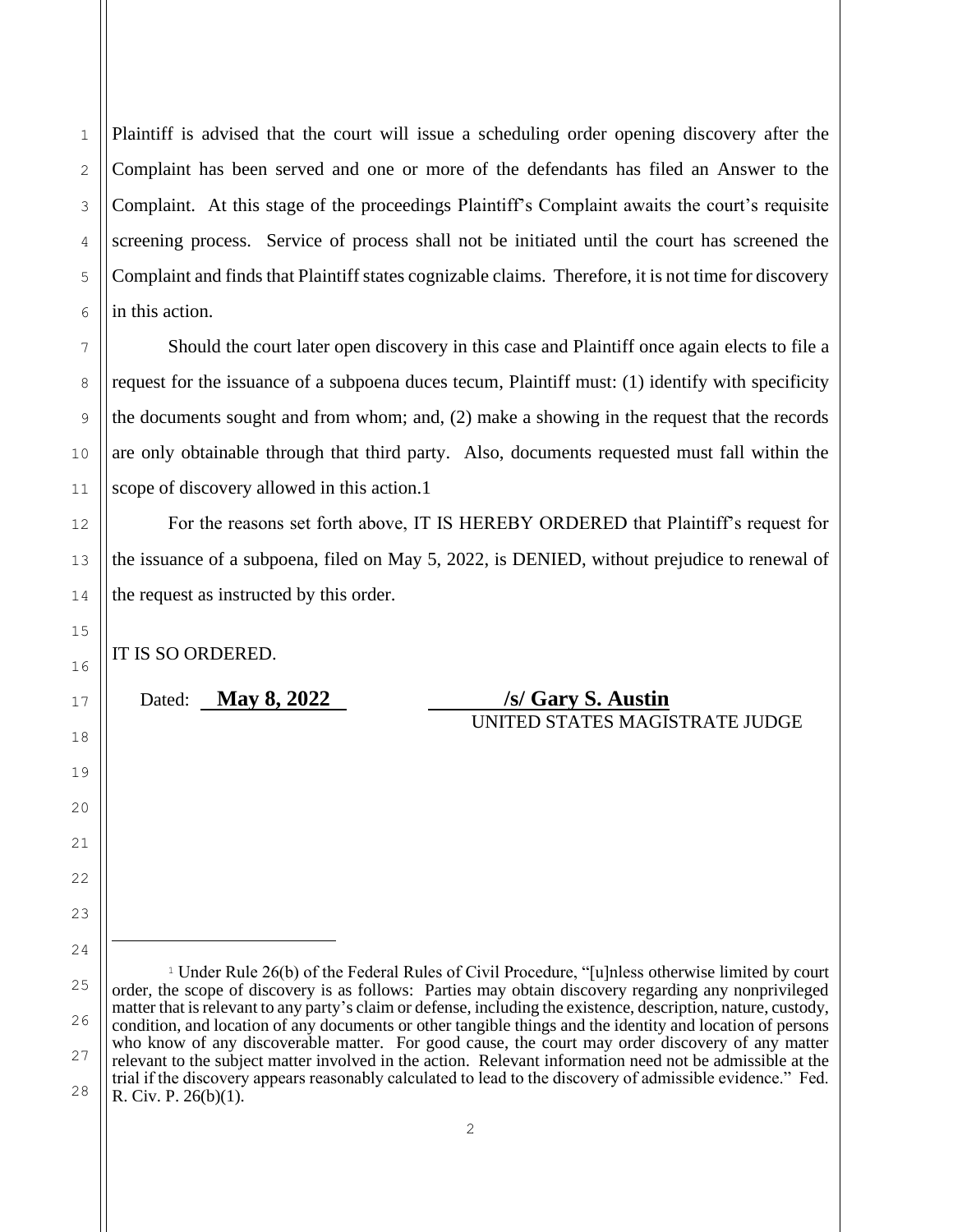Plaintiff is advised that the court will issue a scheduling order opening discovery after the Complaint has been served and one or more of the defendants has filed an Answer to the Complaint. At this stage of the proceedings Plaintiff's Complaint awaits the court's requisite screening process. Service of process shall not be initiated until the court has screened the Complaint and finds that Plaintiff states cognizable claims. Therefore, it is not time for discovery in this action.

Should the court later open discovery in this case and Plaintiff once again elects to file a request for the issuance of a subpoena duces tecum, Plaintiff must: (1) identify with specificity the documents sought and from whom; and, (2) make a showing in the request that the records are only obtainable through that third party. Also, documents requested must fall within the scope of discovery allowed in this action.[1]

For the reasons set forth above, IT IS HEREBY ORDERED that Plaintiff's request for the issuance of a subpoena, filed on May 5, 2022, is DENIED, without prejudice to renewal of the request as instructed by this order.

IT IS SO ORDERED.

Dated: **May 8, 2022**

**/s/ Gary S. Austin**
UNITED STATES MAGISTRATE JUDGE

---

[1] Under Rule 26(b) of the Federal Rules of Civil Procedure, "[u]nless otherwise limited by court order, the scope of discovery is as follows: Parties may obtain discovery regarding any nonprivileged matter that is relevant to any party's claim or defense, including the existence, description, nature, custody, condition, and location of any documents or other tangible things and the identity and location of persons who know of any discoverable matter. For good cause, the court may order discovery of any matter relevant to the subject matter involved in the action. Relevant information need not be admissible at the trial if the discovery appears reasonably calculated to lead to the discovery of admissible evidence." Fed. R. Civ. P. 26(b)(1).